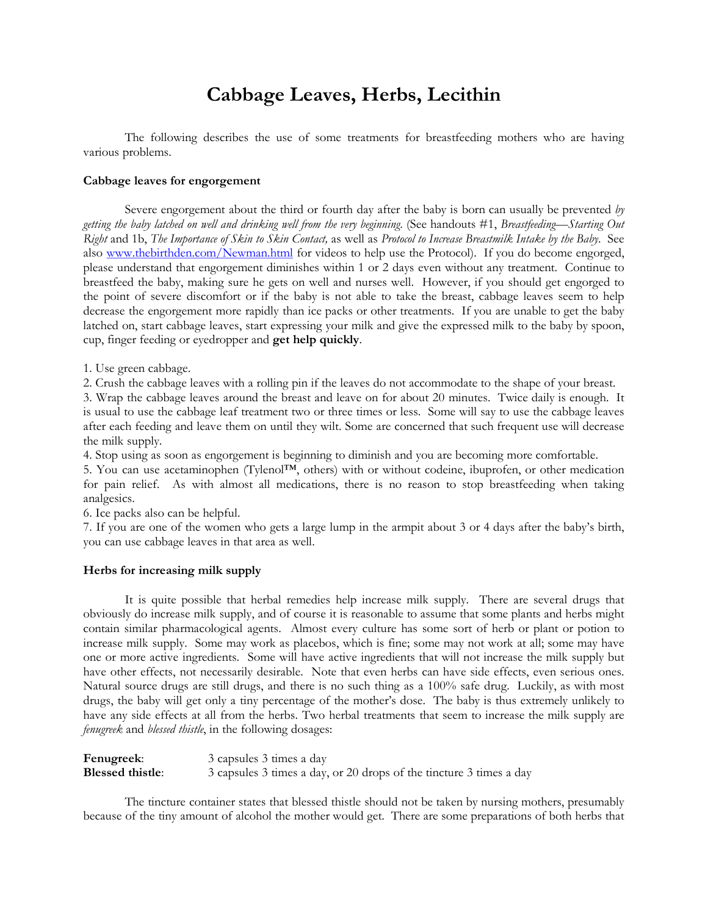# Cabbage Leaves, Herbs, Lecithin

The following describes the use of some treatments for breastfeeding mothers who are having various problems.

**Cabbage leaves for engorgement**

Severe engorgement about the third or fourth day after the baby is born can usually be prevented *by getting the baby latched on well and drinking well from the very beginning.* (See handouts #1, *Breastfeeding—Starting Out Right* and 1b, *The Importance of Skin to Skin Contact,* as well as *Protocol to Increase Breastmilk Intake by the Baby*. See also [www.thebirthden.com/Newman.html](www.thebirthden.com/Newman.html) for videos to help use the Protocol). If you do become engorged, please understand that engorgement diminishes within 1 or 2 days even without any treatment. Continue to breastfeed the baby, making sure he gets on well and nurses well. However, if you should get engorged to the point of severe discomfort or if the baby is not able to take the breast, cabbage leaves seem to help decrease the engorgement more rapidly than ice packs or other treatments. If you are unable to get the baby latched on, start cabbage leaves, start expressing your milk and give the expressed milk to the baby by spoon, cup, finger feeding or eyedropper and **get help quickly**.

1. Use green cabbage.
2. Crush the cabbage leaves with a rolling pin if the leaves do not accommodate to the shape of your breast.
3. Wrap the cabbage leaves around the breast and leave on for about 20 minutes. Twice daily is enough. It is usual to use the cabbage leaf treatment two or three times or less. Some will say to use the cabbage leaves after each feeding and leave them on until they wilt. Some are concerned that such frequent use will decrease the milk supply.
4. Stop using as soon as engorgement is beginning to diminish and you are becoming more comfortable.
5. You can use acetaminophen (Tylenol™, others) with or without codeine, ibuprofen, or other medication for pain relief. As with almost all medications, there is no reason to stop breastfeeding when taking analgesics.
6. Ice packs also can be helpful.
7. If you are one of the women who gets a large lump in the armpit about 3 or 4 days after the baby's birth, you can use cabbage leaves in that area as well.

**Herbs for increasing milk supply**

It is quite possible that herbal remedies help increase milk supply. There are several drugs that obviously do increase milk supply, and of course it is reasonable to assume that some plants and herbs might contain similar pharmacological agents. Almost every culture has some sort of herb or plant or potion to increase milk supply. Some may work as placebos, which is fine; some may not work at all; some may have one or more active ingredients. Some will have active ingredients that will not increase the milk supply but have other effects, not necessarily desirable. Note that even herbs can have side effects, even serious ones. Natural source drugs are still drugs, and there is no such thing as a 100% safe drug. Luckily, as with most drugs, the baby will get only a tiny percentage of the mother's dose. The baby is thus extremely unlikely to have any side effects at all from the herbs. Two herbal treatments that seem to increase the milk supply are *fenugreek* and *blessed thistle*, in the following dosages:

**Fenugreek**: 3 capsules 3 times a day
**Blessed thistle**: 3 capsules 3 times a day, or 20 drops of the tincture 3 times a day

The tincture container states that blessed thistle should not be taken by nursing mothers, presumably because of the tiny amount of alcohol the mother would get. There are some preparations of both herbs that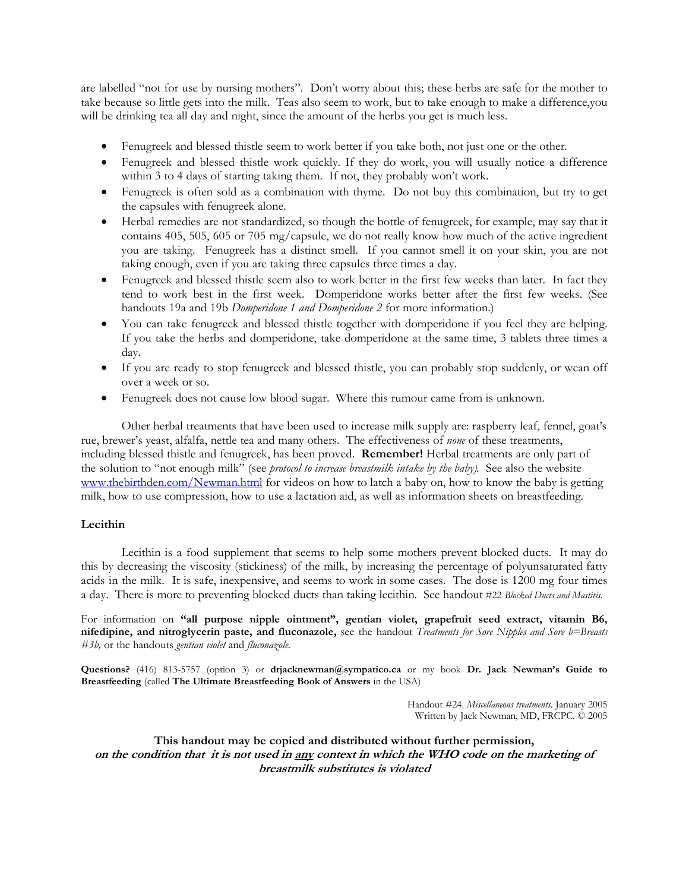are labelled "not for use by nursing mothers". Don't worry about this; these herbs are safe for the mother to take because so little gets into the milk. Teas also seem to work, but to take enough to make a difference,you will be drinking tea all day and night, since the amount of the herbs you get is much less.

- Fenugreek and blessed thistle seem to work better if you take both, not just one or the other.
- Fenugreek and blessed thistle work quickly. If they do work, you will usually notice a difference within 3 to 4 days of starting taking them. If not, they probably won't work.
- Fenugreek is often sold as a combination with thyme. Do not buy this combination, but try to get the capsules with fenugreek alone.
- Herbal remedies are not standardized, so though the bottle of fenugreek, for example, may say that it contains 405, 505, 605 or 705 mg/capsule, we do not really know how much of the active ingredient you are taking. Fenugreek has a distinct smell. If you cannot smell it on your skin, you are not taking enough, even if you are taking three capsules three times a day.
- Fenugreek and blessed thistle seem also to work better in the first few weeks than later. In fact they tend to work best in the first week. Domperidone works better after the first few weeks. (See handouts 19a and 19b *Domperidone 1 and Domperidone 2* for more information.)
- You can take fenugreek and blessed thistle together with domperidone if you feel they are helping. If you take the herbs and domperidone, take domperidone at the same time, 3 tablets three times a day.
- If you are ready to stop fenugreek and blessed thistle, you can probably stop suddenly, or wean off over a week or so.
- Fenugreek does not cause low blood sugar. Where this rumour came from is unknown.

Other herbal treatments that have been used to increase milk supply are: raspberry leaf, fennel, goat's rue, brewer's yeast, alfalfa, nettle tea and many others. The effectiveness of *none* of these treatments, including blessed thistle and fenugreek, has been proved. **Remember!** Herbal treatments are only part of the solution to "not enough milk" (see *protocol to increase breastmilk intake by the baby).* See also the website www.thebirthden.com/Newman.html for videos on how to latch a baby on, how to know the baby is getting milk, how to use compression, how to use a lactation aid, as well as information sheets on breastfeeding.

### Lecithin

Lecithin is a food supplement that seems to help some mothers prevent blocked ducts. It may do this by decreasing the viscosity (stickiness) of the milk, by increasing the percentage of polyunsaturated fatty acids in the milk. It is safe, inexpensive, and seems to work in some cases. The dose is 1200 mg four times a day. There is more to preventing blocked ducts than taking lecithin. See handout #22 *Blocked Ducts and Mastitis.*

For information on **"all purpose nipple ointment", gentian violet, grapefruit seed extract, vitamin B6, nifedipine, and nitroglycerin paste, and fluconazole,** see the handout *Treatments for Sore Nipples and Sore b=Breasts #3b,* or the handouts *gentian violet* and *fluconazole.*

**Questions?** (416) 813-5757 (option 3) or **drjacknewman@sympatico.ca** or my book **Dr. Jack Newman's Guide to Breastfeeding** (called **The Ultimate Breastfeeding Book of Answers** in the USA)

Handout #24. *Miscellaneous treatments.* January 2005
Written by Jack Newman, MD, FRCPC. © 2005

**This handout may be copied and distributed without further permission,**
***on the condition that it is not used in any context in which the WHO code on the marketing of breastmilk substitutes is violated***